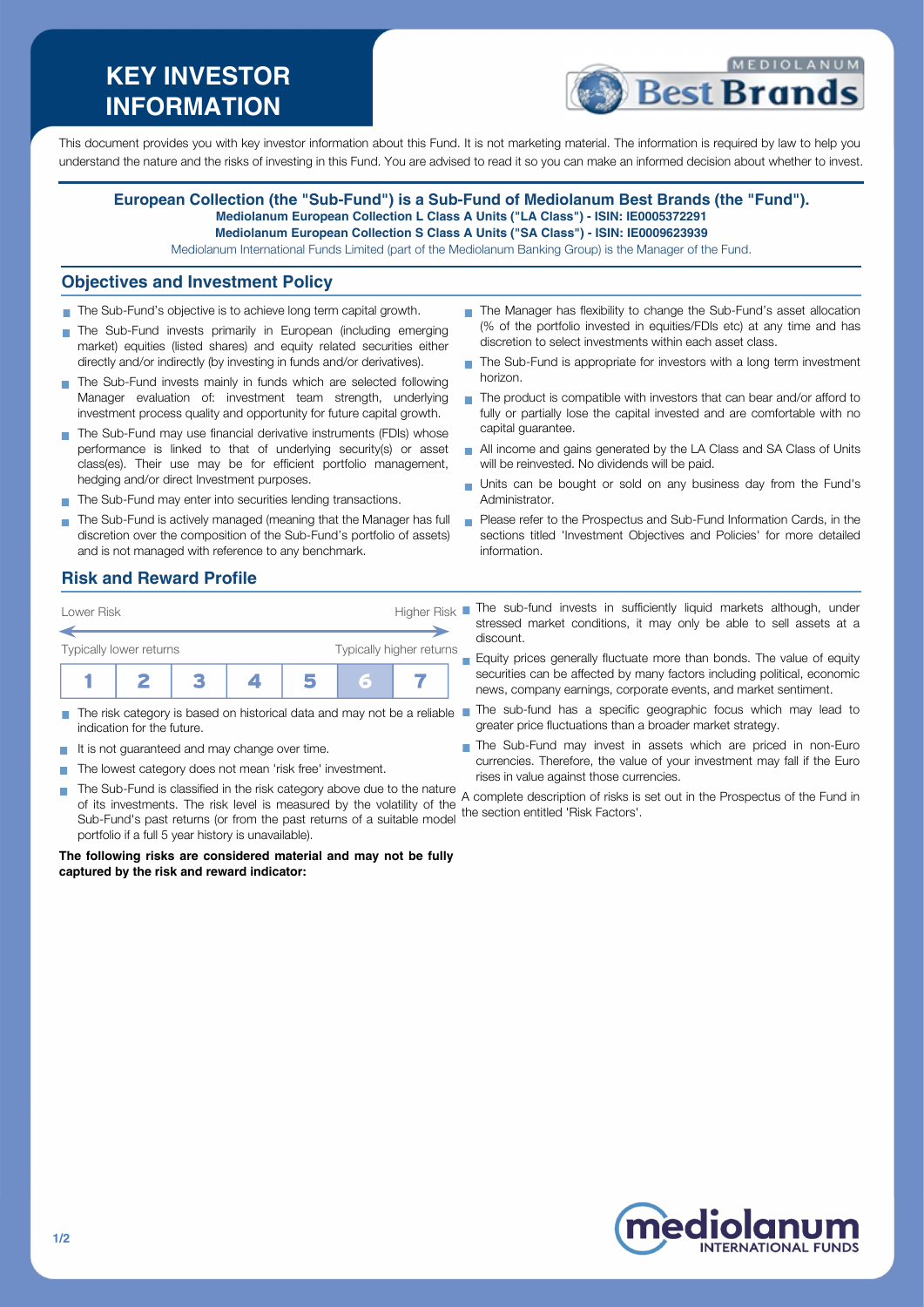# KEY INVESTOR INFORMATION

This document provides you with key investor information about this Fund. It is not marketing material. The information is required by law to help you understand the nature and the risks of investing in this Fund. You are advised to read it so you can make an informed decision about whether to invest.

**European Collection (the "Sub-Fund") is a Sub-Fund of Mediolanum Best Brands (the "Fund").**
**Mediolanum European Collection L Class A Units ("LA Class") - ISIN: IE0005372291**
**Mediolanum European Collection S Class A Units ("SA Class") - ISIN: IE0009623939**
Mediolanum International Funds Limited (part of the Mediolanum Banking Group) is the Manager of the Fund.

## Objectives and Investment Policy

- The Sub-Fund's objective is to achieve long term capital growth.
- The Sub-Fund invests primarily in European (including emerging market) equities (listed shares) and equity related securities either directly and/or indirectly (by investing in funds and/or derivatives).
- The Sub-Fund invests mainly in funds which are selected following Manager evaluation of: investment team strength, underlying investment process quality and opportunity for future capital growth.
- The Sub-Fund may use financial derivative instruments (FDIs) whose performance is linked to that of underlying security(s) or asset class(es). Their use may be for efficient portfolio management, hedging and/or direct Investment purposes.
- The Sub-Fund may enter into securities lending transactions.
- The Sub-Fund is actively managed (meaning that the Manager has full discretion over the composition of the Sub-Fund's portfolio of assets) and is not managed with reference to any benchmark.
- The Manager has flexibility to change the Sub-Fund's asset allocation (% of the portfolio invested in equities/FDIs etc) at any time and has discretion to select investments within each asset class.
- The Sub-Fund is appropriate for investors with a long term investment horizon.
- The product is compatible with investors that can bear and/or afford to fully or partially lose the capital invested and are comfortable with no capital guarantee.
- All income and gains generated by the LA Class and SA Class of Units will be reinvested. No dividends will be paid.
- Units can be bought or sold on any business day from the Fund's Administrator.
- Please refer to the Prospectus and Sub-Fund Information Cards, in the sections titled 'Investment Objectives and Policies' for more detailed information.

## Risk and Reward Profile

Lower Risk — Higher Risk

Typically lower returns — Typically higher returns

| 1 | 2 | 3 | 4 | 5 | **6** | 7 |
|---|---|---|---|---|---|---|

- The risk category is based on historical data and may not be a reliable indication for the future.
- It is not guaranteed and may change over time.
- The lowest category does not mean 'risk free' investment.
- The Sub-Fund is classified in the risk category above due to the nature of its investments. The risk level is measured by the volatility of the Sub-Fund's past returns (or from the past returns of a suitable model portfolio if a full 5 year history is unavailable).

**The following risks are considered material and may not be fully captured by the risk and reward indicator:**

- The sub-fund invests in sufficiently liquid markets although, under stressed market conditions, it may only be able to sell assets at a discount.
- Equity prices generally fluctuate more than bonds. The value of equity securities can be affected by many factors including political, economic news, company earnings, corporate events, and market sentiment.
- The sub-fund has a specific geographic focus which may lead to greater price fluctuations than a broader market strategy.
- The Sub-Fund may invest in assets which are priced in non-Euro currencies. Therefore, the value of your investment may fall if the Euro rises in value against those currencies.

A complete description of risks is set out in the Prospectus of the Fund in the section entitled 'Risk Factors'.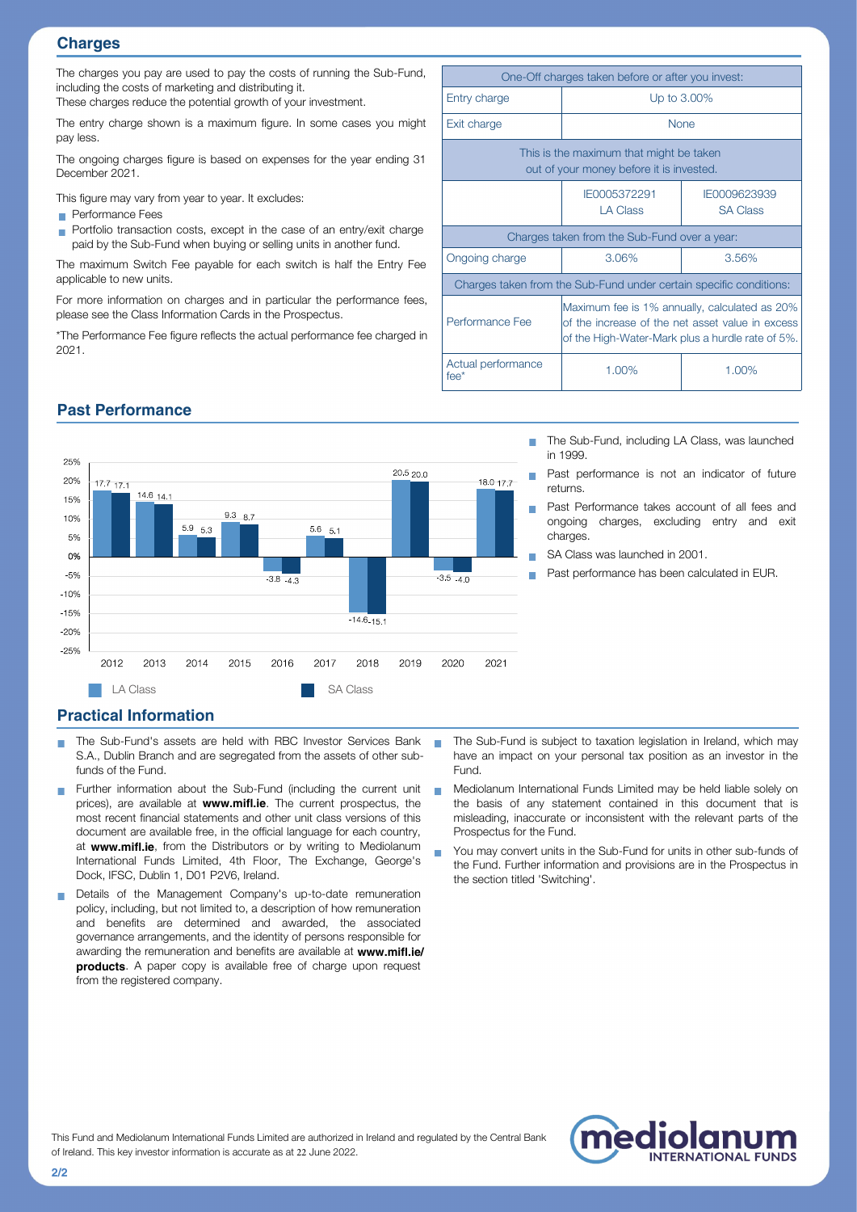## Charges

The charges you pay are used to pay the costs of running the Sub-Fund, including the costs of marketing and distributing it.
These charges reduce the potential growth of your investment.

The entry charge shown is a maximum figure. In some cases you might pay less.

The ongoing charges figure is based on expenses for the year ending 31 December 2021.

This figure may vary from year to year. It excludes:

- Performance Fees
- Portfolio transaction costs, except in the case of an entry/exit charge paid by the Sub-Fund when buying or selling units in another fund.

The maximum Switch Fee payable for each switch is half the Entry Fee applicable to new units.

For more information on charges and in particular the performance fees, please see the Class Information Cards in the Prospectus.

*The Performance Fee figure reflects the actual performance fee charged in 2021.

| One-Off charges taken before or after you invest: | | |
|---|---|---|
| Entry charge | Up to 3.00% | |
| Exit charge | None | |
| This is the maximum that might be taken out of your money before it is invested. | | |
| | IE0005372291 LA Class | IE0009623939 SA Class |
| Charges taken from the Sub-Fund over a year: | | |
| Ongoing charge | 3.06% | 3.56% |
| Charges taken from the Sub-Fund under certain specific conditions: | | |
| Performance Fee | Maximum fee is 1% annually, calculated as 20% of the increase of the net asset value in excess of the High-Water-Mark plus a hurdle rate of 5%. | |
| Actual performance fee* | 1.00% | 1.00% |

## Past Performance

25%
20%
15%
10%
5%
0%
-5%
-10%
-15%
-20%
-25%

17.7 17.1
14.6 14.1
5.9 5.3
9.3 8.7
-3.8 -4.3
5.6 5.1
-14.6 -15.1
20.5 20.0
-3.5 -4.0
18.0 17.7

2012 2013 2014 2015 2016 2017 2018 2019 2020 2021

LA Class
SA Class

- The Sub-Fund, including LA Class, was launched in 1999.
- Past performance is not an indicator of future returns.
- Past Performance takes account of all fees and ongoing charges, excluding entry and exit charges.
- SA Class was launched in 2001.
- Past performance has been calculated in EUR.

## Practical Information

- The Sub-Fund's assets are held with RBC Investor Services Bank S.A., Dublin Branch and are segregated from the assets of other sub-funds of the Fund.
- Further information about the Sub-Fund (including the current unit prices), are available at **www.mifl.ie**. The current prospectus, the most recent financial statements and other unit class versions of this document are available free, in the official language for each country, at **www.mifl.ie**, from the Distributors or by writing to Mediolanum International Funds Limited, 4th Floor, The Exchange, George's Dock, IFSC, Dublin 1, D01 P2V6, Ireland.
- Details of the Management Company's up-to-date remuneration policy, including, but not limited to, a description of how remuneration and benefits are determined and awarded, the associated governance arrangements, and the identity of persons responsible for awarding the remuneration and benefits are available at **www.mifl.ie/products**. A paper copy is available free of charge upon request from the registered company.
- The Sub-Fund is subject to taxation legislation in Ireland, which may have an impact on your personal tax position as an investor in the Fund.
- Mediolanum International Funds Limited may be held liable solely on the basis of any statement contained in this document that is misleading, inaccurate or inconsistent with the relevant parts of the Prospectus for the Fund.
- You may convert units in the Sub-Fund for units in other sub-funds of the Fund. Further information and provisions are in the Prospectus in the section titled 'Switching'.

This Fund and Mediolanum International Funds Limited are authorized in Ireland and regulated by the Central Bank of Ireland. This key investor information is accurate as at 22 June 2022.